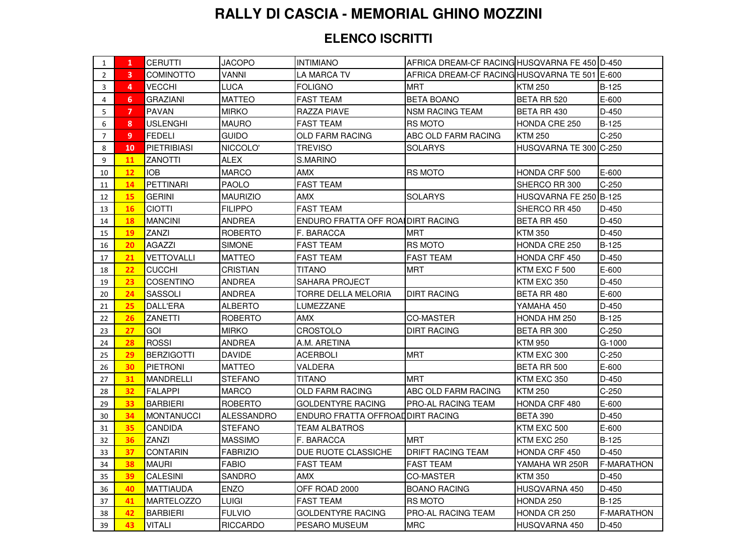# RALLY DI CASCIA - MEMORIAL GHINO MOZZINI

## ELENCO ISCRITTI

| | | | | | | | |
|---|---|---|---|---|---|---|---|
| 1 | 1 | CERUTTI | JACOPO | INTIMIANO | AFRICA DREAM-CF RACING | HUSQVARNA FE 450 | D-450 |
| 2 | 3 | COMINOTTO | VANNI | LA MARCA TV | AFRICA DREAM-CF RACING | HUSQVARNA TE 501 | E-600 |
| 3 | 4 | VECCHI | LUCA | FOLIGNO | MRT | KTM 250 | B-125 |
| 4 | 6 | GRAZIANI | MATTEO | FAST TEAM | BETA BOANO | BETA RR 520 | E-600 |
| 5 | 7 | PAVAN | MIRKO | RAZZA PIAVE | NSM RACING TEAM | BETA RR 430 | D-450 |
| 6 | 8 | USLENGHI | MAURO | FAST TEAM | RS MOTO | HONDA CRE 250 | B-125 |
| 7 | 9 | FEDELI | GUIDO | OLD FARM RACING | ABC OLD FARM RACING | KTM 250 | C-250 |
| 8 | 10 | PIETRIBIASI | NICCOLO' | TREVISO | SOLARYS | HUSQVARNA TE 300 | C-250 |
| 9 | 11 | ZANOTTI | ALEX | S.MARINO | | | |
| 10 | 12 | IOB | MARCO | AMX | RS MOTO | HONDA CRF 500 | E-600 |
| 11 | 14 | PETTINARI | PAOLO | FAST TEAM | | SHERCO RR 300 | C-250 |
| 12 | 15 | GERINI | MAURIZIO | AMX | SOLARYS | HUSQVARNA FE 250 | B-125 |
| 13 | 16 | CIOTTI | FILIPPO | FAST TEAM | | SHERCO RR 450 | D-450 |
| 14 | 18 | MANCINI | ANDREA | ENDURO FRATTA OFF ROAI | DIRT RACING | BETA RR 450 | D-450 |
| 15 | 19 | ZANZI | ROBERTO | F. BARACCA | MRT | KTM 350 | D-450 |
| 16 | 20 | AGAZZI | SIMONE | FAST TEAM | RS MOTO | HONDA CRE 250 | B-125 |
| 17 | 21 | VETTOVALLI | MATTEO | FAST TEAM | FAST TEAM | HONDA CRF 450 | D-450 |
| 18 | 22 | CUCCHI | CRISTIAN | TITANO | MRT | KTM EXC F 500 | E-600 |
| 19 | 23 | COSENTINO | ANDREA | SAHARA PROJECT | | KTM EXC 350 | D-450 |
| 20 | 24 | SASSOLI | ANDREA | TORRE DELLA MELORIA | DIRT RACING | BETA RR 480 | E-600 |
| 21 | 25 | DALL'ERA | ALBERTO | LUMEZZANE | | YAMAHA 450 | D-450 |
| 22 | 26 | ZANETTI | ROBERTO | AMX | CO-MASTER | HONDA HM 250 | B-125 |
| 23 | 27 | GOI | MIRKO | CROSTOLO | DIRT RACING | BETA RR 300 | C-250 |
| 24 | 28 | ROSSI | ANDREA | A.M. ARETINA | | KTM 950 | G-1000 |
| 25 | 29 | BERZIGOTTI | DAVIDE | ACERBOLI | MRT | KTM EXC 300 | C-250 |
| 26 | 30 | PIETRONI | MATTEO | VALDERA | | BETA RR 500 | E-600 |
| 27 | 31 | MANDRELLI | STEFANO | TITANO | MRT | KTM EXC 350 | D-450 |
| 28 | 32 | FALAPPI | MARCO | OLD FARM RACING | ABC OLD FARM RACING | KTM 250 | C-250 |
| 29 | 33 | BARBIERI | ROBERTO | GOLDENTYRE RACING | PRO-AL RACING TEAM | HONDA CRF 480 | E-600 |
| 30 | 34 | MONTANUCCI | ALESSANDRO | ENDURO FRATTA OFFROAD | DIRT RACING | BETA 390 | D-450 |
| 31 | 35 | CANDIDA | STEFANO | TEAM ALBATROS | | KTM EXC 500 | E-600 |
| 32 | 36 | ZANZI | MASSIMO | F. BARACCA | MRT | KTM EXC 250 | B-125 |
| 33 | 37 | CONTARIN | FABRIZIO | DUE RUOTE CLASSICHE | DRIFT RACING TEAM | HONDA CRF 450 | D-450 |
| 34 | 38 | MAURI | FABIO | FAST TEAM | FAST TEAM | YAMAHA WR 250R | F-MARATHON |
| 35 | 39 | CALESINI | SANDRO | AMX | CO-MASTER | KTM 350 | D-450 |
| 36 | 40 | MATTIAUDA | ENZO | OFF ROAD 2000 | BOANO RACING | HUSQVARNA 450 | D-450 |
| 37 | 41 | MARTELOZZO | LUIGI | FAST TEAM | RS MOTO | HONDA 250 | B-125 |
| 38 | 42 | BARBIERI | FULVIO | GOLDENTYRE RACING | PRO-AL RACING TEAM | HONDA CR 250 | F-MARATHON |
| 39 | 43 | VITALI | RICCARDO | PESARO MUSEUM | MRC | HUSQVARNA 450 | D-450 |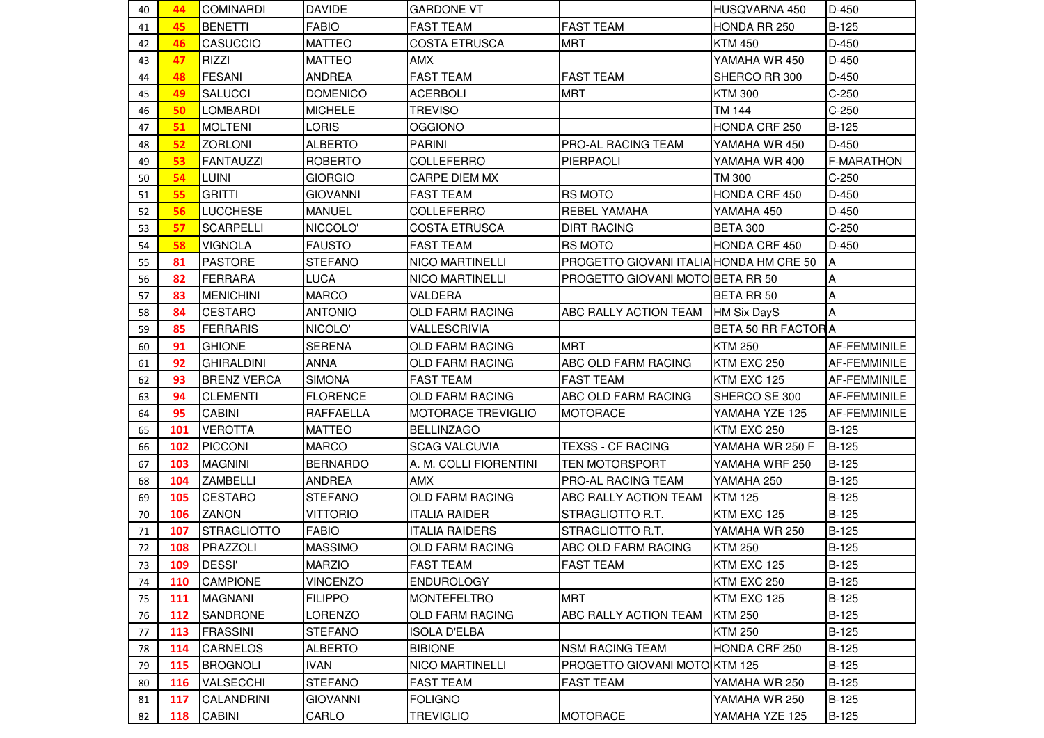| | | | | | | | |
|---|---|---|---|---|---|---|---|
| 40 | 44 | COMINARDI | DAVIDE | GARDONE VT | | HUSQVARNA 450 | D-450 |
| 41 | 45 | BENETTI | FABIO | FAST TEAM | FAST TEAM | HONDA RR 250 | B-125 |
| 42 | 46 | CASUCCIO | MATTEO | COSTA ETRUSCA | MRT | KTM 450 | D-450 |
| 43 | 47 | RIZZI | MATTEO | AMX | | YAMAHA WR 450 | D-450 |
| 44 | 48 | FESANI | ANDREA | FAST TEAM | FAST TEAM | SHERCO RR 300 | D-450 |
| 45 | 49 | SALUCCI | DOMENICO | ACERBOLI | MRT | KTM 300 | C-250 |
| 46 | 50 | LOMBARDI | MICHELE | TREVISO | | TM 144 | C-250 |
| 47 | 51 | MOLTENI | LORIS | OGGIONO | | HONDA CRF 250 | B-125 |
| 48 | 52 | ZORLONI | ALBERTO | PARINI | PRO-AL RACING TEAM | YAMAHA WR 450 | D-450 |
| 49 | 53 | FANTAUZZI | ROBERTO | COLLEFERRO | PIERPAOLI | YAMAHA WR 400 | F-MARATHON |
| 50 | 54 | LUINI | GIORGIO | CARPE DIEM MX | | TM 300 | C-250 |
| 51 | 55 | GRITTI | GIOVANNI | FAST TEAM | RS MOTO | HONDA CRF 450 | D-450 |
| 52 | 56 | LUCCHESE | MANUEL | COLLEFERRO | REBEL YAMAHA | YAMAHA 450 | D-450 |
| 53 | 57 | SCARPELLI | NICCOLO' | COSTA ETRUSCA | DIRT RACING | BETA 300 | C-250 |
| 54 | 58 | VIGNOLA | FAUSTO | FAST TEAM | RS MOTO | HONDA CRF 450 | D-450 |
| 55 | 81 | PASTORE | STEFANO | NICO MARTINELLI | PROGETTO GIOVANI ITALIA | HONDA HM CRE 50 | A |
| 56 | 82 | FERRARA | LUCA | NICO MARTINELLI | PROGETTO GIOVANI MOTO | BETA RR 50 | A |
| 57 | 83 | MENICHINI | MARCO | VALDERA | | BETA RR 50 | A |
| 58 | 84 | CESTARO | ANTONIO | OLD FARM RACING | ABC RALLY ACTION TEAM | HM Six DayS | A |
| 59 | 85 | FERRARIS | NICOLO' | VALLESCRIVIA | | BETA 50 RR FACTOR | A |
| 60 | 91 | GHIONE | SERENA | OLD FARM RACING | MRT | KTM 250 | AF-FEMMINILE |
| 61 | 92 | GHIRALDINI | ANNA | OLD FARM RACING | ABC OLD FARM RACING | KTM EXC 250 | AF-FEMMINILE |
| 62 | 93 | BRENZ VERCA | SIMONA | FAST TEAM | FAST TEAM | KTM EXC 125 | AF-FEMMINILE |
| 63 | 94 | CLEMENTI | FLORENCE | OLD FARM RACING | ABC OLD FARM RACING | SHERCO SE 300 | AF-FEMMINILE |
| 64 | 95 | CABINI | RAFFAELLA | MOTORACE TREVIGLIO | MOTORACE | YAMAHA YZE 125 | AF-FEMMINILE |
| 65 | 101 | VEROTTA | MATTEO | BELLINZAGO | | KTM EXC 250 | B-125 |
| 66 | 102 | PICCONI | MARCO | SCAG VALCUVIA | TEXSS - CF RACING | YAMAHA WR 250 F | B-125 |
| 67 | 103 | MAGNINI | BERNARDO | A. M. COLLI FIORENTINI | TEN MOTORSPORT | YAMAHA WRF 250 | B-125 |
| 68 | 104 | ZAMBELLI | ANDREA | AMX | PRO-AL RACING TEAM | YAMAHA 250 | B-125 |
| 69 | 105 | CESTARO | STEFANO | OLD FARM RACING | ABC RALLY ACTION TEAM | KTM 125 | B-125 |
| 70 | 106 | ZANON | VITTORIO | ITALIA RAIDER | STRAGLIOTTO R.T. | KTM EXC 125 | B-125 |
| 71 | 107 | STRAGLIOTTO | FABIO | ITALIA RAIDERS | STRAGLIOTTO R.T. | YAMAHA WR 250 | B-125 |
| 72 | 108 | PRAZZOLI | MASSIMO | OLD FARM RACING | ABC OLD FARM RACING | KTM 250 | B-125 |
| 73 | 109 | DESSI' | MARZIO | FAST TEAM | FAST TEAM | KTM EXC 125 | B-125 |
| 74 | 110 | CAMPIONE | VINCENZO | ENDUROLOGY | | KTM EXC 250 | B-125 |
| 75 | 111 | MAGNANI | FILIPPO | MONTEFELTRO | MRT | KTM EXC 125 | B-125 |
| 76 | 112 | SANDRONE | LORENZO | OLD FARM RACING | ABC RALLY ACTION TEAM | KTM 250 | B-125 |
| 77 | 113 | FRASSINI | STEFANO | ISOLA D'ELBA | | KTM 250 | B-125 |
| 78 | 114 | CARNELOS | ALBERTO | BIBIONE | NSM RACING TEAM | HONDA CRF 250 | B-125 |
| 79 | 115 | BROGNOLI | IVAN | NICO MARTINELLI | PROGETTO GIOVANI MOTO | KTM 125 | B-125 |
| 80 | 116 | VALSECCHI | STEFANO | FAST TEAM | FAST TEAM | YAMAHA WR 250 | B-125 |
| 81 | 117 | CALANDRINI | GIOVANNI | FOLIGNO | | YAMAHA WR 250 | B-125 |
| 82 | 118 | CABINI | CARLO | TREVIGLIO | MOTORACE | YAMAHA YZE 125 | B-125 |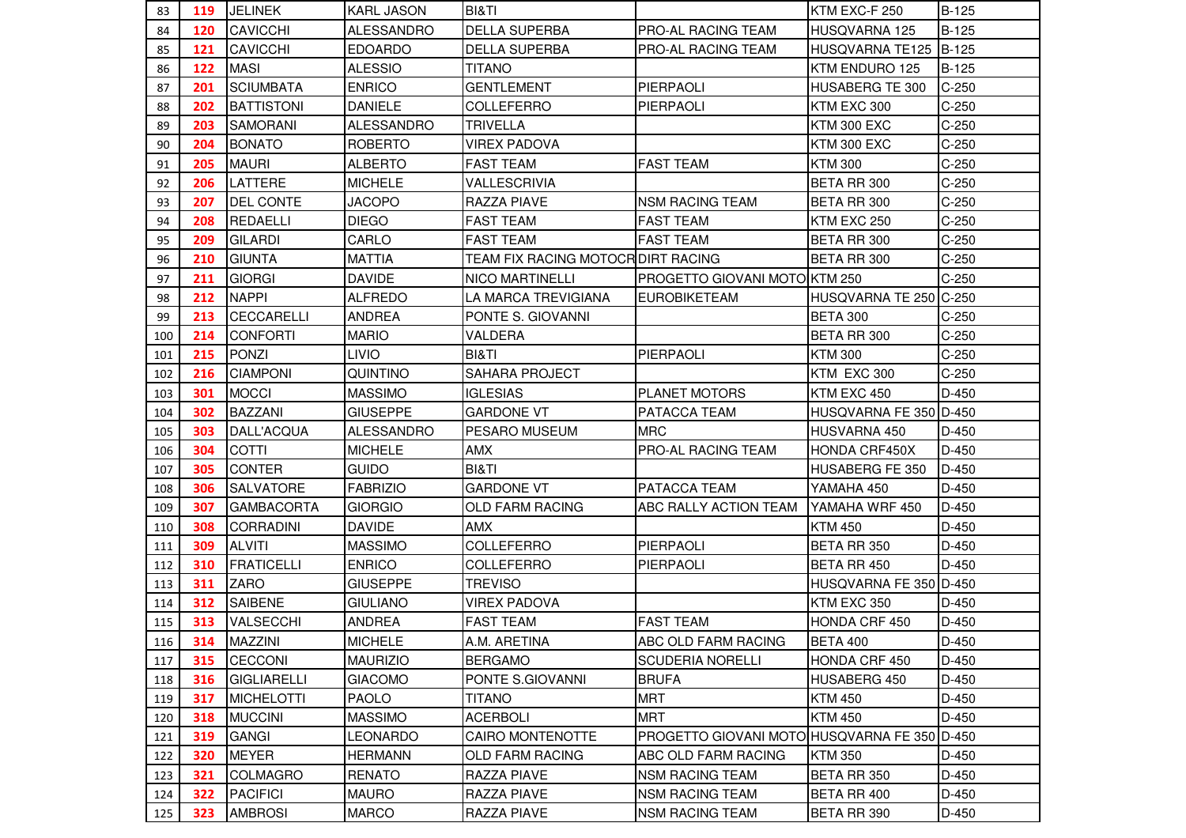| 83 | 119 | JELINEK | KARL JASON | BI&TI | | KTM EXC-F 250 | B-125 |
|---|---|---|---|---|---|---|---|
| 84 | 120 | CAVICCHI | ALESSANDRO | DELLA SUPERBA | PRO-AL RACING TEAM | HUSQVARNA 125 | B-125 |
| 85 | 121 | CAVICCHI | EDOARDO | DELLA SUPERBA | PRO-AL RACING TEAM | HUSQVARNA TE125 | B-125 |
| 86 | 122 | MASI | ALESSIO | TITANO | | KTM ENDURO 125 | B-125 |
| 87 | 201 | SCIUMBATA | ENRICO | GENTLEMENT | PIERPAOLI | HUSABERG TE 300 | C-250 |
| 88 | 202 | BATTISTONI | DANIELE | COLLEFERRO | PIERPAOLI | KTM EXC 300 | C-250 |
| 89 | 203 | SAMORANI | ALESSANDRO | TRIVELLA | | KTM 300 EXC | C-250 |
| 90 | 204 | BONATO | ROBERTO | VIREX PADOVA | | KTM 300 EXC | C-250 |
| 91 | 205 | MAURI | ALBERTO | FAST TEAM | FAST TEAM | KTM 300 | C-250 |
| 92 | 206 | LATTERE | MICHELE | VALLESCRIVIA | | BETA RR 300 | C-250 |
| 93 | 207 | DEL CONTE | JACOPO | RAZZA PIAVE | NSM RACING TEAM | BETA RR 300 | C-250 |
| 94 | 208 | REDAELLI | DIEGO | FAST TEAM | FAST TEAM | KTM EXC 250 | C-250 |
| 95 | 209 | GILARDI | CARLO | FAST TEAM | FAST TEAM | BETA RR 300 | C-250 |
| 96 | 210 | GIUNTA | MATTIA | TEAM FIX RACING MOTOCR | DIRT RACING | BETA RR 300 | C-250 |
| 97 | 211 | GIORGI | DAVIDE | NICO MARTINELLI | PROGETTO GIOVANI MOTO | KTM 250 | C-250 |
| 98 | 212 | NAPPI | ALFREDO | LA MARCA TREVIGIANA | EUROBIKETEAM | HUSQVARNA TE 250 | C-250 |
| 99 | 213 | CECCARELLI | ANDREA | PONTE S. GIOVANNI | | BETA 300 | C-250 |
| 100 | 214 | CONFORTI | MARIO | VALDERA | | BETA RR 300 | C-250 |
| 101 | 215 | PONZI | LIVIO | BI&TI | PIERPAOLI | KTM 300 | C-250 |
| 102 | 216 | CIAMPONI | QUINTINO | SAHARA PROJECT | | KTM EXC 300 | C-250 |
| 103 | 301 | MOCCI | MASSIMO | IGLESIAS | PLANET MOTORS | KTM EXC 450 | D-450 |
| 104 | 302 | BAZZANI | GIUSEPPE | GARDONE VT | PATACCA TEAM | HUSQVARNA FE 350 | D-450 |
| 105 | 303 | DALL'ACQUA | ALESSANDRO | PESARO MUSEUM | MRC | HUSVARNA 450 | D-450 |
| 106 | 304 | COTTI | MICHELE | AMX | PRO-AL RACING TEAM | HONDA CRF450X | D-450 |
| 107 | 305 | CONTER | GUIDO | BI&TI | | HUSABERG FE 350 | D-450 |
| 108 | 306 | SALVATORE | FABRIZIO | GARDONE VT | PATACCA TEAM | YAMAHA 450 | D-450 |
| 109 | 307 | GAMBACORTA | GIORGIO | OLD FARM RACING | ABC RALLY ACTION TEAM | YAMAHA WRF 450 | D-450 |
| 110 | 308 | CORRADINI | DAVIDE | AMX | | KTM 450 | D-450 |
| 111 | 309 | ALVITI | MASSIMO | COLLEFERRO | PIERPAOLI | BETA RR 350 | D-450 |
| 112 | 310 | FRATICELLI | ENRICO | COLLEFERRO | PIERPAOLI | BETA RR 450 | D-450 |
| 113 | 311 | ZARO | GIUSEPPE | TREVISO | | HUSQVARNA FE 350 | D-450 |
| 114 | 312 | SAIBENE | GIULIANO | VIREX PADOVA | | KTM EXC 350 | D-450 |
| 115 | 313 | VALSECCHI | ANDREA | FAST TEAM | FAST TEAM | HONDA CRF 450 | D-450 |
| 116 | 314 | MAZZINI | MICHELE | A.M. ARETINA | ABC OLD FARM RACING | BETA 400 | D-450 |
| 117 | 315 | CECCONI | MAURIZIO | BERGAMO | SCUDERIA NORELLI | HONDA CRF 450 | D-450 |
| 118 | 316 | GIGLIARELLI | GIACOMO | PONTE S.GIOVANNI | BRUFA | HUSABERG 450 | D-450 |
| 119 | 317 | MICHELOTTI | PAOLO | TITANO | MRT | KTM 450 | D-450 |
| 120 | 318 | MUCCINI | MASSIMO | ACERBOLI | MRT | KTM 450 | D-450 |
| 121 | 319 | GANGI | LEONARDO | CAIRO MONTENOTTE | PROGETTO GIOVANI MOTO | HUSQVARNA FE 350 | D-450 |
| 122 | 320 | MEYER | HERMANN | OLD FARM RACING | ABC OLD FARM RACING | KTM 350 | D-450 |
| 123 | 321 | COLMAGRO | RENATO | RAZZA PIAVE | NSM RACING TEAM | BETA RR 350 | D-450 |
| 124 | 322 | PACIFICI | MAURO | RAZZA PIAVE | NSM RACING TEAM | BETA RR 400 | D-450 |
| 125 | 323 | AMBROSI | MARCO | RAZZA PIAVE | NSM RACING TEAM | BETA RR 390 | D-450 |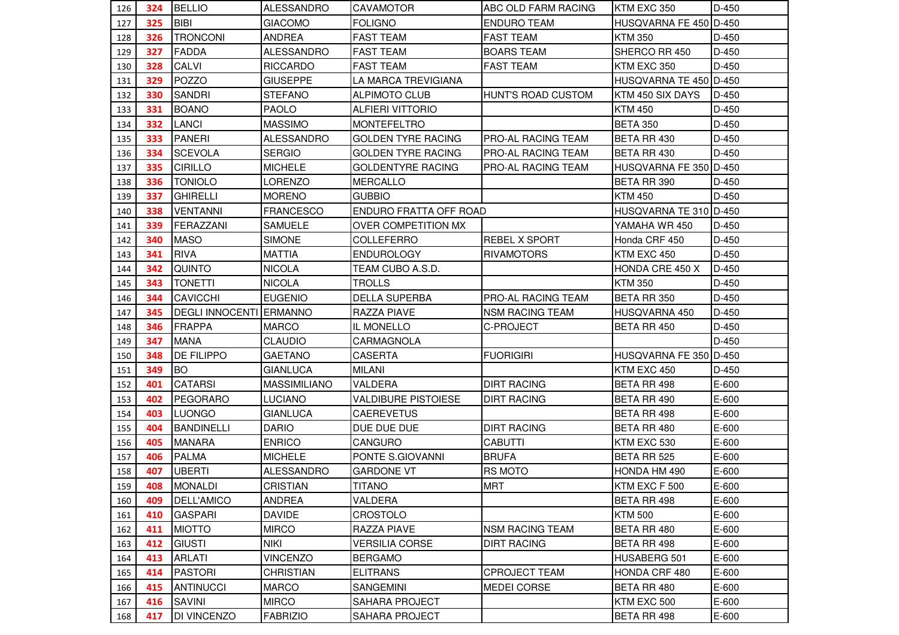| 126 | 324 | BELLIO | ALESSANDRO | CAVAMOTOR | ABC OLD FARM RACING | KTM EXC 350 | D-450 |
|---|---|---|---|---|---|---|---|
| 127 | 325 | BIBI | GIACOMO | FOLIGNO | ENDURO TEAM | HUSQVARNA FE 450 | D-450 |
| 128 | 326 | TRONCONI | ANDREA | FAST TEAM | FAST TEAM | KTM 350 | D-450 |
| 129 | 327 | FADDA | ALESSANDRO | FAST TEAM | BOARS TEAM | SHERCO RR 450 | D-450 |
| 130 | 328 | CALVI | RICCARDO | FAST TEAM | FAST TEAM | KTM EXC 350 | D-450 |
| 131 | 329 | POZZO | GIUSEPPE | LA MARCA TREVIGIANA | | HUSQVARNA TE 450 | D-450 |
| 132 | 330 | SANDRI | STEFANO | ALPIMOTO CLUB | HUNT'S ROAD CUSTOM | KTM 450 SIX DAYS | D-450 |
| 133 | 331 | BOANO | PAOLO | ALFIERI VITTORIO | | KTM 450 | D-450 |
| 134 | 332 | LANCI | MASSIMO | MONTEFELTRO | | BETA 350 | D-450 |
| 135 | 333 | PANERI | ALESSANDRO | GOLDEN TYRE RACING | PRO-AL RACING TEAM | BETA RR 430 | D-450 |
| 136 | 334 | SCEVOLA | SERGIO | GOLDEN TYRE RACING | PRO-AL RACING TEAM | BETA RR 430 | D-450 |
| 137 | 335 | CIRILLO | MICHELE | GOLDENTYRE RACING | PRO-AL RACING TEAM | HUSQVARNA FE 350 | D-450 |
| 138 | 336 | TONIOLO | LORENZO | MERCALLO | | BETA RR 390 | D-450 |
| 139 | 337 | GHIRELLI | MORENO | GUBBIO | | KTM 450 | D-450 |
| 140 | 338 | VENTANNI | FRANCESCO | ENDURO FRATTA OFF ROAD | | HUSQVARNA TE 310 | D-450 |
| 141 | 339 | FERAZZANI | SAMUELE | OVER COMPETITION MX | | YAMAHA WR 450 | D-450 |
| 142 | 340 | MASO | SIMONE | COLLEFERRO | REBEL X SPORT | Honda CRF 450 | D-450 |
| 143 | 341 | RIVA | MATTIA | ENDUROLOGY | RIVAMOTORS | KTM EXC 450 | D-450 |
| 144 | 342 | QUINTO | NICOLA | TEAM CUBO A.S.D. | | HONDA CRE 450 X | D-450 |
| 145 | 343 | TONETTI | NICOLA | TROLLS | | KTM 350 | D-450 |
| 146 | 344 | CAVICCHI | EUGENIO | DELLA SUPERBA | PRO-AL RACING TEAM | BETA RR 350 | D-450 |
| 147 | 345 | DEGLI INNOCENTI | ERMANNO | RAZZA PIAVE | NSM RACING TEAM | HUSQVARNA 450 | D-450 |
| 148 | 346 | FRAPPA | MARCO | IL MONELLO | C-PROJECT | BETA RR 450 | D-450 |
| 149 | 347 | MANA | CLAUDIO | CARMAGNOLA | | | D-450 |
| 150 | 348 | DE FILIPPO | GAETANO | CASERTA | FUORIGIRI | HUSQVARNA FE 350 | D-450 |
| 151 | 349 | BO | GIANLUCA | MILANI | | KTM EXC 450 | D-450 |
| 152 | 401 | CATARSI | MASSIMILIANO | VALDERA | DIRT RACING | BETA RR 498 | E-600 |
| 153 | 402 | PEGORARO | LUCIANO | VALDIBURE PISTOIESE | DIRT RACING | BETA RR 490 | E-600 |
| 154 | 403 | LUONGO | GIANLUCA | CAEREVETUS | | BETA RR 498 | E-600 |
| 155 | 404 | BANDINELLI | DARIO | DUE DUE DUE | DIRT RACING | BETA RR 480 | E-600 |
| 156 | 405 | MANARA | ENRICO | CANGURO | CABUTTI | KTM EXC 530 | E-600 |
| 157 | 406 | PALMA | MICHELE | PONTE S.GIOVANNI | BRUFA | BETA RR 525 | E-600 |
| 158 | 407 | UBERTI | ALESSANDRO | GARDONE VT | RS MOTO | HONDA HM 490 | E-600 |
| 159 | 408 | MONALDI | CRISTIAN | TITANO | MRT | KTM EXC F 500 | E-600 |
| 160 | 409 | DELL'AMICO | ANDREA | VALDERA | | BETA RR 498 | E-600 |
| 161 | 410 | GASPARI | DAVIDE | CROSTOLO | | KTM 500 | E-600 |
| 162 | 411 | MIOTTO | MIRCO | RAZZA PIAVE | NSM RACING TEAM | BETA RR 480 | E-600 |
| 163 | 412 | GIUSTI | NIKI | VERSILIA CORSE | DIRT RACING | BETA RR 498 | E-600 |
| 164 | 413 | ARLATI | VINCENZO | BERGAMO | | HUSABERG 501 | E-600 |
| 165 | 414 | PASTORI | CHRISTIAN | ELITRANS | CPROJECT TEAM | HONDA CRF 480 | E-600 |
| 166 | 415 | ANTINUCCI | MARCO | SANGEMINI | MEDEI CORSE | BETA RR 480 | E-600 |
| 167 | 416 | SAVINI | MIRCO | SAHARA PROJECT | | KTM EXC 500 | E-600 |
| 168 | 417 | DI VINCENZO | FABRIZIO | SAHARA PROJECT | | BETA RR 498 | E-600 |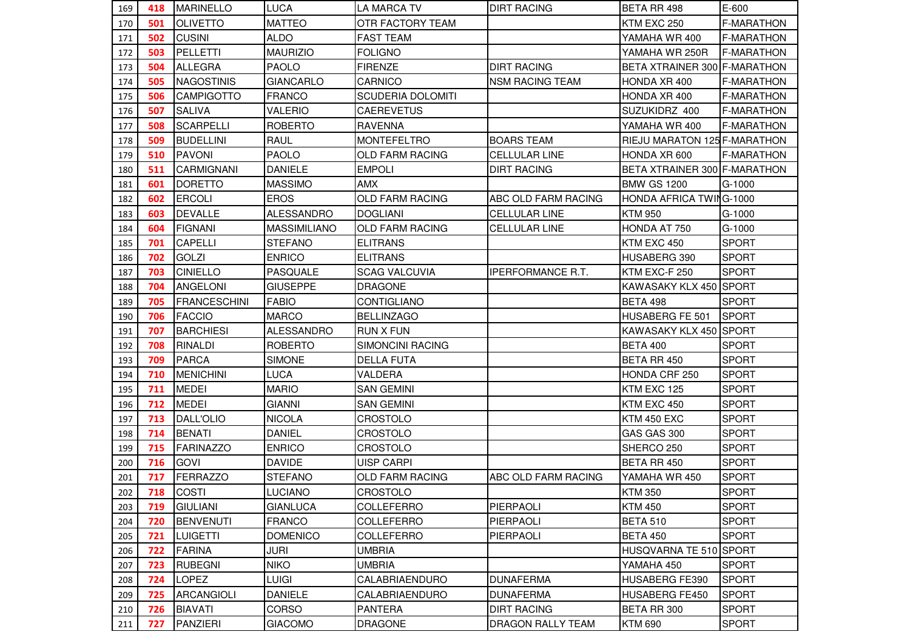| | | | | | | | |
|---|---|---|---|---|---|---|---|
| 169 | 418 | MARINELLO | LUCA | LA MARCA TV | DIRT RACING | BETA RR 498 | E-600 |
| 170 | 501 | OLIVETTO | MATTEO | OTR FACTORY TEAM | | KTM EXC 250 | F-MARATHON |
| 171 | 502 | CUSINI | ALDO | FAST TEAM | | YAMAHA WR 400 | F-MARATHON |
| 172 | 503 | PELLETTI | MAURIZIO | FOLIGNO | | YAMAHA WR 250R | F-MARATHON |
| 173 | 504 | ALLEGRA | PAOLO | FIRENZE | DIRT RACING | BETA XTRAINER 300 | F-MARATHON |
| 174 | 505 | NAGOSTINIS | GIANCARLO | CARNICO | NSM RACING TEAM | HONDA XR 400 | F-MARATHON |
| 175 | 506 | CAMPIGOTTO | FRANCO | SCUDERIA DOLOMITI | | HONDA XR 400 | F-MARATHON |
| 176 | 507 | SALIVA | VALERIO | CAEREVETUS | | SUZUKIDRZ 400 | F-MARATHON |
| 177 | 508 | SCARPELLI | ROBERTO | RAVENNA | | YAMAHA WR 400 | F-MARATHON |
| 178 | 509 | BUDELLINI | RAUL | MONTEFELTRO | BOARS TEAM | RIEJU MARATON 125 | F-MARATHON |
| 179 | 510 | PAVONI | PAOLO | OLD FARM RACING | CELLULAR LINE | HONDA XR 600 | F-MARATHON |
| 180 | 511 | CARMIGNANI | DANIELE | EMPOLI | DIRT RACING | BETA XTRAINER 300 | F-MARATHON |
| 181 | 601 | DORETTO | MASSIMO | AMX | | BMW GS 1200 | G-1000 |
| 182 | 602 | ERCOLI | EROS | OLD FARM RACING | ABC OLD FARM RACING | HONDA AFRICA TWIN | G-1000 |
| 183 | 603 | DEVALLE | ALESSANDRO | DOGLIANI | CELLULAR LINE | KTM 950 | G-1000 |
| 184 | 604 | FIGNANI | MASSIMILIANO | OLD FARM RACING | CELLULAR LINE | HONDA AT 750 | G-1000 |
| 185 | 701 | CAPELLI | STEFANO | ELITRANS | | KTM EXC 450 | SPORT |
| 186 | 702 | GOLZI | ENRICO | ELITRANS | | HUSABERG 390 | SPORT |
| 187 | 703 | CINIELLO | PASQUALE | SCAG VALCUVIA | IPERFORMANCE R.T. | KTM EXC-F 250 | SPORT |
| 188 | 704 | ANGELONI | GIUSEPPE | DRAGONE | | KAWASAKY KLX 450 | SPORT |
| 189 | 705 | FRANCESCHINI | FABIO | CONTIGLIANO | | BETA 498 | SPORT |
| 190 | 706 | FACCIO | MARCO | BELLINZAGO | | HUSABERG FE 501 | SPORT |
| 191 | 707 | BARCHIESI | ALESSANDRO | RUN X FUN | | KAWASAKY KLX 450 | SPORT |
| 192 | 708 | RINALDI | ROBERTO | SIMONCINI RACING | | BETA 400 | SPORT |
| 193 | 709 | PARCA | SIMONE | DELLA FUTA | | BETA RR 450 | SPORT |
| 194 | 710 | MENICHINI | LUCA | VALDERA | | HONDA CRF 250 | SPORT |
| 195 | 711 | MEDEI | MARIO | SAN GEMINI | | KTM EXC 125 | SPORT |
| 196 | 712 | MEDEI | GIANNI | SAN GEMINI | | KTM EXC 450 | SPORT |
| 197 | 713 | DALL'OLIO | NICOLA | CROSTOLO | | KTM 450 EXC | SPORT |
| 198 | 714 | BENATI | DANIEL | CROSTOLO | | GAS GAS 300 | SPORT |
| 199 | 715 | FARINAZZO | ENRICO | CROSTOLO | | SHERCO 250 | SPORT |
| 200 | 716 | GOVI | DAVIDE | UISP CARPI | | BETA RR 450 | SPORT |
| 201 | 717 | FERRAZZO | STEFANO | OLD FARM RACING | ABC OLD FARM RACING | YAMAHA WR 450 | SPORT |
| 202 | 718 | COSTI | LUCIANO | CROSTOLO | | KTM 350 | SPORT |
| 203 | 719 | GIULIANI | GIANLUCA | COLLEFERRO | PIERPAOLI | KTM 450 | SPORT |
| 204 | 720 | BENVENUTI | FRANCO | COLLEFERRO | PIERPAOLI | BETA 510 | SPORT |
| 205 | 721 | LUIGETTI | DOMENICO | COLLEFERRO | PIERPAOLI | BETA 450 | SPORT |
| 206 | 722 | FARINA | JURI | UMBRIA | | HUSQVARNA TE 510 | SPORT |
| 207 | 723 | RUBEGNI | NIKO | UMBRIA | | YAMAHA 450 | SPORT |
| 208 | 724 | LOPEZ | LUIGI | CALABRIAENDURO | DUNAFERMA | HUSABERG FE390 | SPORT |
| 209 | 725 | ARCANGIOLI | DANIELE | CALABRIAENDURO | DUNAFERMA | HUSABERG FE450 | SPORT |
| 210 | 726 | BIAVATI | CORSO | PANTERA | DIRT RACING | BETA RR 300 | SPORT |
| 211 | 727 | PANZIERI | GIACOMO | DRAGONE | DRAGON RALLY TEAM | KTM 690 | SPORT |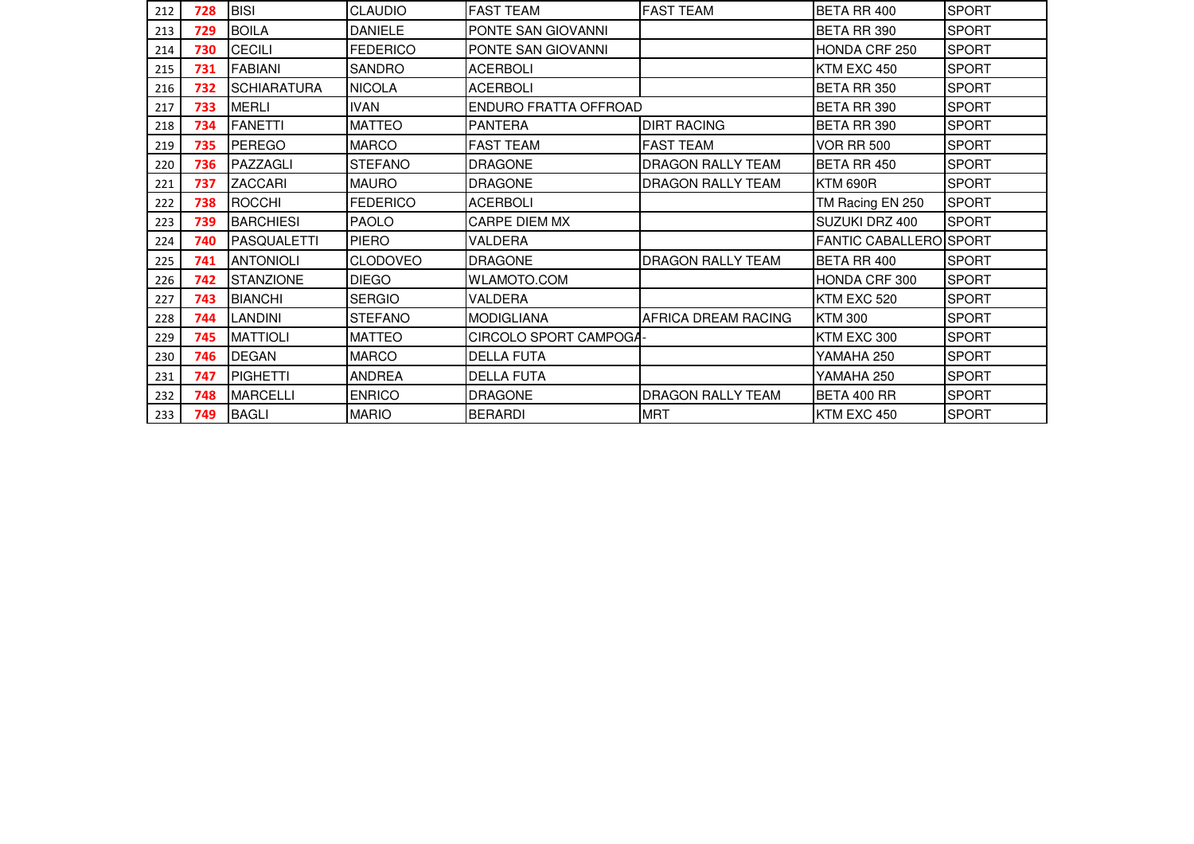| | | | | | | | |
|---|---|---|---|---|---|---|---|
| 212 | 728 | BISI | CLAUDIO | FAST TEAM | FAST TEAM | BETA RR 400 | SPORT |
| 213 | 729 | BOILA | DANIELE | PONTE SAN GIOVANNI | | BETA RR 390 | SPORT |
| 214 | 730 | CECILI | FEDERICO | PONTE SAN GIOVANNI | | HONDA CRF 250 | SPORT |
| 215 | 731 | FABIANI | SANDRO | ACERBOLI | | KTM EXC 450 | SPORT |
| 216 | 732 | SCHIARATURA | NICOLA | ACERBOLI | | BETA RR 350 | SPORT |
| 217 | 733 | MERLI | IVAN | ENDURO FRATTA OFFROAD | | BETA RR 390 | SPORT |
| 218 | 734 | FANETTI | MATTEO | PANTERA | DIRT RACING | BETA RR 390 | SPORT |
| 219 | 735 | PEREGO | MARCO | FAST TEAM | FAST TEAM | VOR RR 500 | SPORT |
| 220 | 736 | PAZZAGLI | STEFANO | DRAGONE | DRAGON RALLY TEAM | BETA RR 450 | SPORT |
| 221 | 737 | ZACCARI | MAURO | DRAGONE | DRAGON RALLY TEAM | KTM 690R | SPORT |
| 222 | 738 | ROCCHI | FEDERICO | ACERBOLI | | TM Racing EN 250 | SPORT |
| 223 | 739 | BARCHIESI | PAOLO | CARPE DIEM MX | | SUZUKI DRZ 400 | SPORT |
| 224 | 740 | PASQUALETTI | PIERO | VALDERA | | FANTIC CABALLERO | SPORT |
| 225 | 741 | ANTONIOLI | CLODOVEO | DRAGONE | DRAGON RALLY TEAM | BETA RR 400 | SPORT |
| 226 | 742 | STANZIONE | DIEGO | WLAMOTO.COM | | HONDA CRF 300 | SPORT |
| 227 | 743 | BIANCHI | SERGIO | VALDERA | | KTM EXC 520 | SPORT |
| 228 | 744 | LANDINI | STEFANO | MODIGLIANA | AFRICA DREAM RACING | KTM 300 | SPORT |
| 229 | 745 | MATTIOLI | MATTEO | CIRCOLO SPORT CAMPOGA | - | KTM EXC 300 | SPORT |
| 230 | 746 | DEGAN | MARCO | DELLA FUTA | | YAMAHA 250 | SPORT |
| 231 | 747 | PIGHETTI | ANDREA | DELLA FUTA | | YAMAHA 250 | SPORT |
| 232 | 748 | MARCELLI | ENRICO | DRAGONE | DRAGON RALLY TEAM | BETA 400 RR | SPORT |
| 233 | 749 | BAGLI | MARIO | BERARDI | MRT | KTM EXC 450 | SPORT |